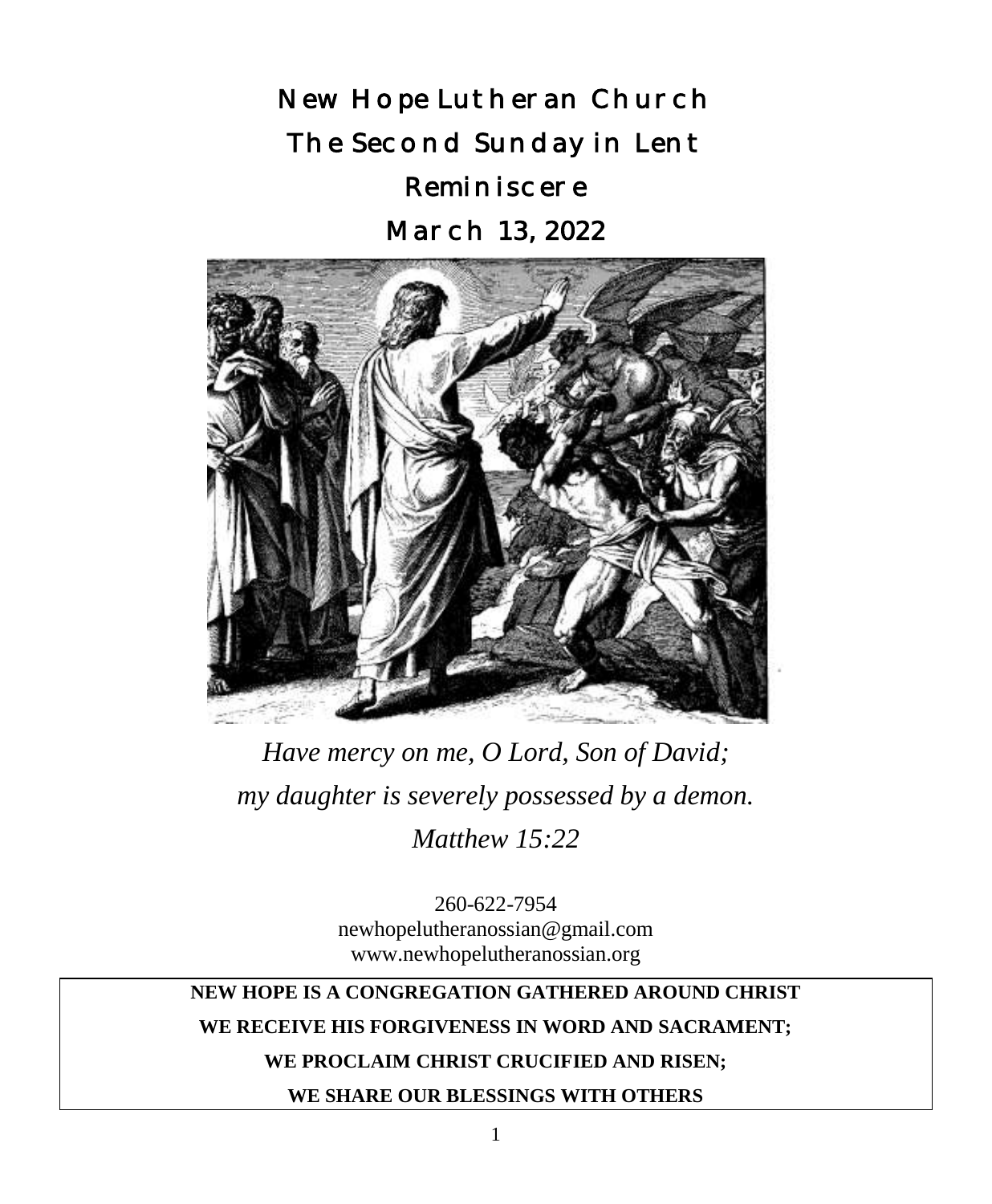# New Hope Lutheran Church

# The Second Sunday in Lent

# Reminiscere

# March 13, 2022

*Have mercy on me, O Lord, Son of David;*
*my daughter is severely possessed by a demon.*
*Matthew 15:22*

260-622-7954
newhopelutheranossian@gmail.com
www.newhopelutheranossian.org

**NEW HOPE IS A CONGREGATION GATHERED AROUND CHRIST**

**WE RECEIVE HIS FORGIVENESS IN WORD AND SACRAMENT;**

**WE PROCLAIM CHRIST CRUCIFIED AND RISEN;**

**WE SHARE OUR BLESSINGS WITH OTHERS**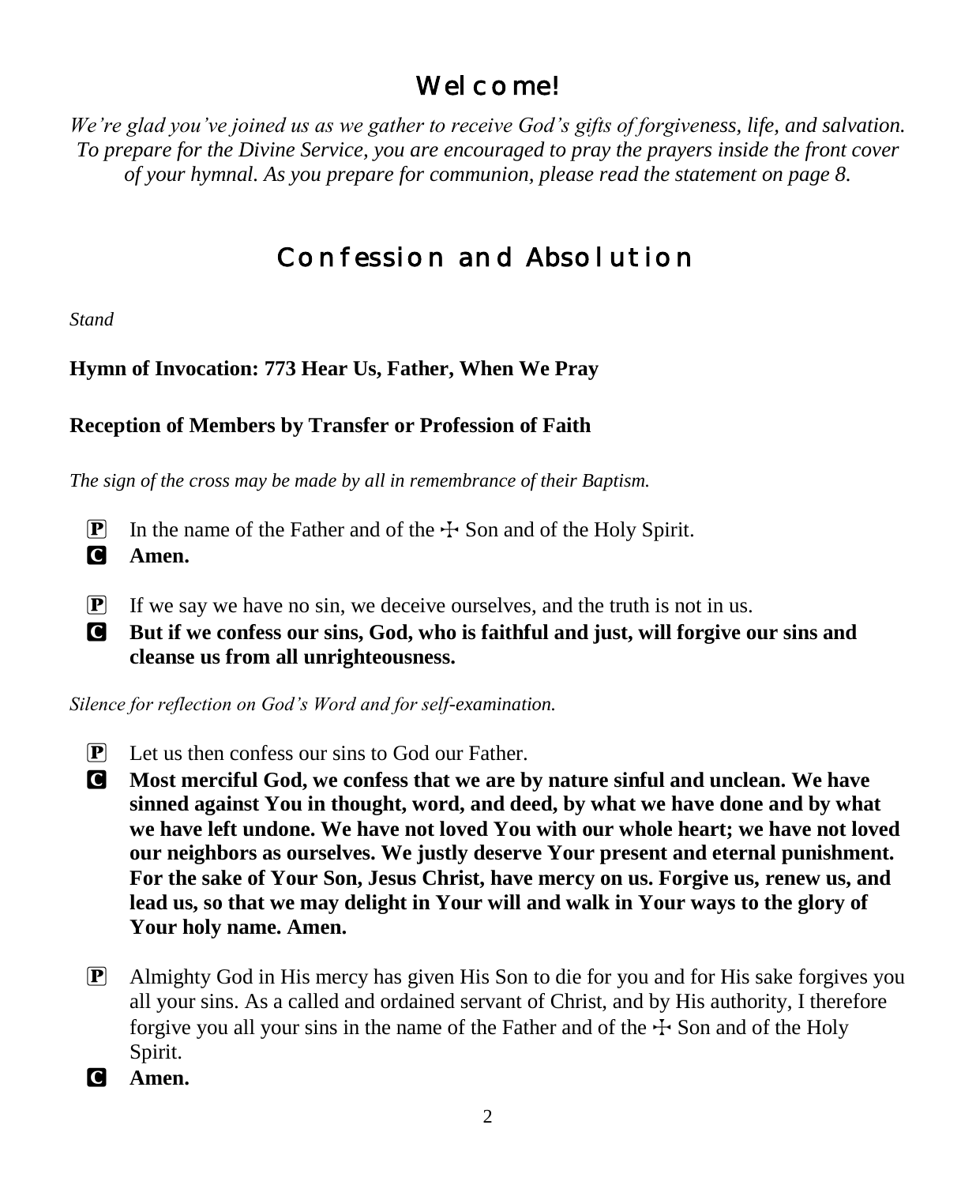# Welcome!

*We're glad you've joined us as we gather to receive God's gifts of forgiveness, life, and salvation. To prepare for the Divine Service, you are encouraged to pray the prayers inside the front cover of your hymnal. As you prepare for communion, please read the statement on page 8.*

# Confession and Absolution

*Stand*

**Hymn of Invocation: 773 Hear Us, Father, When We Pray**

**Reception of Members by Transfer or Profession of Faith**

*The sign of the cross may be made by all in remembrance of their Baptism.*

P In the name of the Father and of the ☩ Son and of the Holy Spirit.

C **Amen.**

P If we say we have no sin, we deceive ourselves, and the truth is not in us.

C **But if we confess our sins, God, who is faithful and just, will forgive our sins and cleanse us from all unrighteousness.**

*Silence for reflection on God's Word and for self-examination.*

P Let us then confess our sins to God our Father.

C **Most merciful God, we confess that we are by nature sinful and unclean. We have sinned against You in thought, word, and deed, by what we have done and by what we have left undone. We have not loved You with our whole heart; we have not loved our neighbors as ourselves. We justly deserve Your present and eternal punishment. For the sake of Your Son, Jesus Christ, have mercy on us. Forgive us, renew us, and lead us, so that we may delight in Your will and walk in Your ways to the glory of Your holy name. Amen.**

P Almighty God in His mercy has given His Son to die for you and for His sake forgives you all your sins. As a called and ordained servant of Christ, and by His authority, I therefore forgive you all your sins in the name of the Father and of the ☩ Son and of the Holy Spirit.

C **Amen.**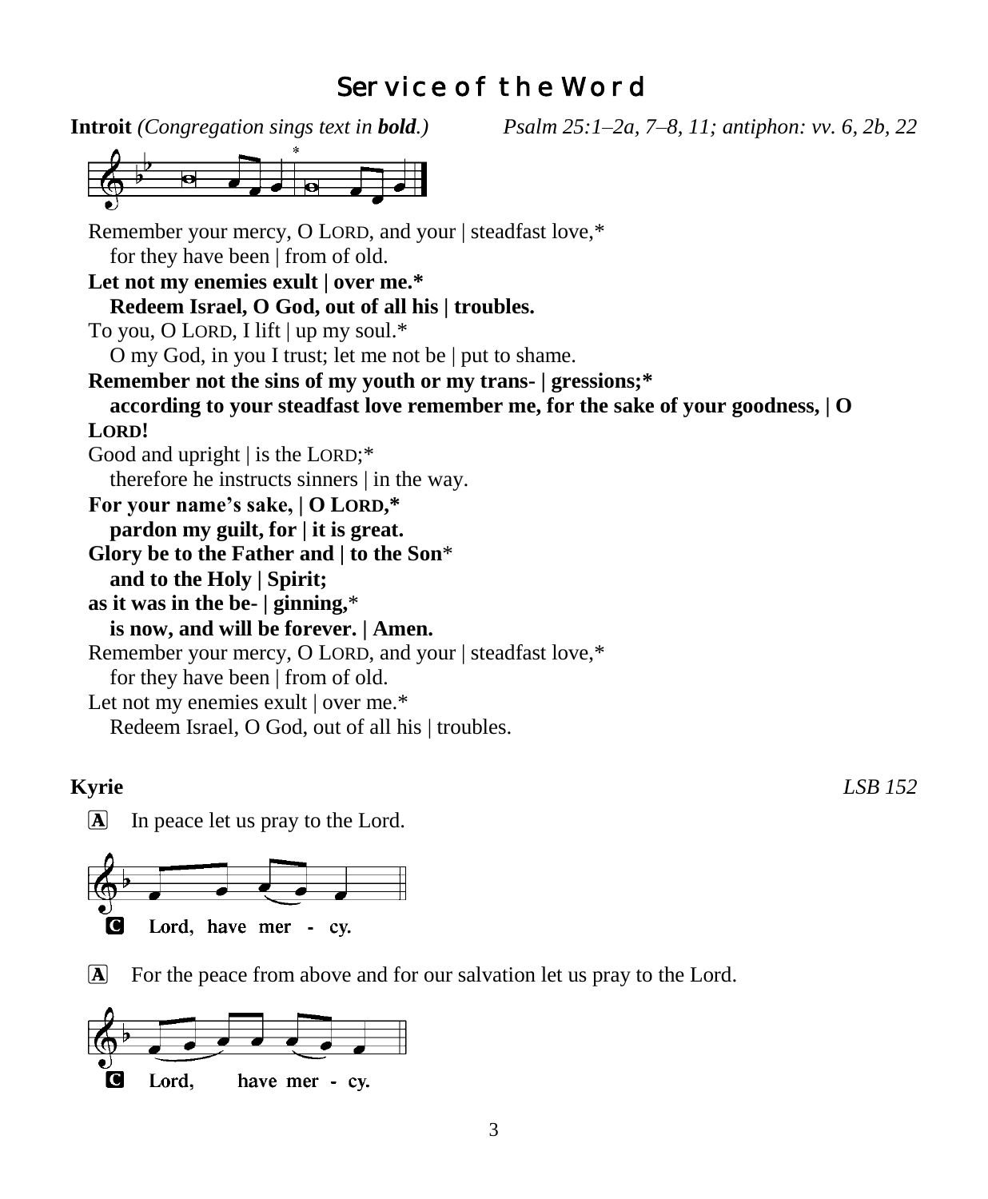# Service of the Word

**Introit** *(Congregation sings text in **bold**.)* *Psalm 25:1–2a, 7–8, 11; antiphon: vv. 6, 2b, 22*

Remember your mercy, O LORD, and your | steadfast love,*
for they have been | from of old.
**Let not my enemies exult | over me.***
**Redeem Israel, O God, out of all his | troubles.**
To you, O LORD, I lift | up my soul.*
O my God, in you I trust; let me not be | put to shame.
**Remember not the sins of my youth or my trans- | gressions;***
**according to your steadfast love remember me, for the sake of your goodness, | O LORD!**
Good and upright | is the LORD;*
therefore he instructs sinners | in the way.
**For your name's sake, | O LORD,***
**pardon my guilt, for | it is great.**
**Glory be to the Father and | to the Son***
**and to the Holy | Spirit;**
**as it was in the be- | ginning,***
**is now, and will be forever. | Amen.**
Remember your mercy, O LORD, and your | steadfast love,*
for they have been | from of old.
Let not my enemies exult | over me.*
Redeem Israel, O God, out of all his | troubles.

**Kyrie** *LSB 152*

A In peace let us pray to the Lord.

C **Lord, have mer - cy.**

A For the peace from above and for our salvation let us pray to the Lord.

C **Lord, have mer - cy.**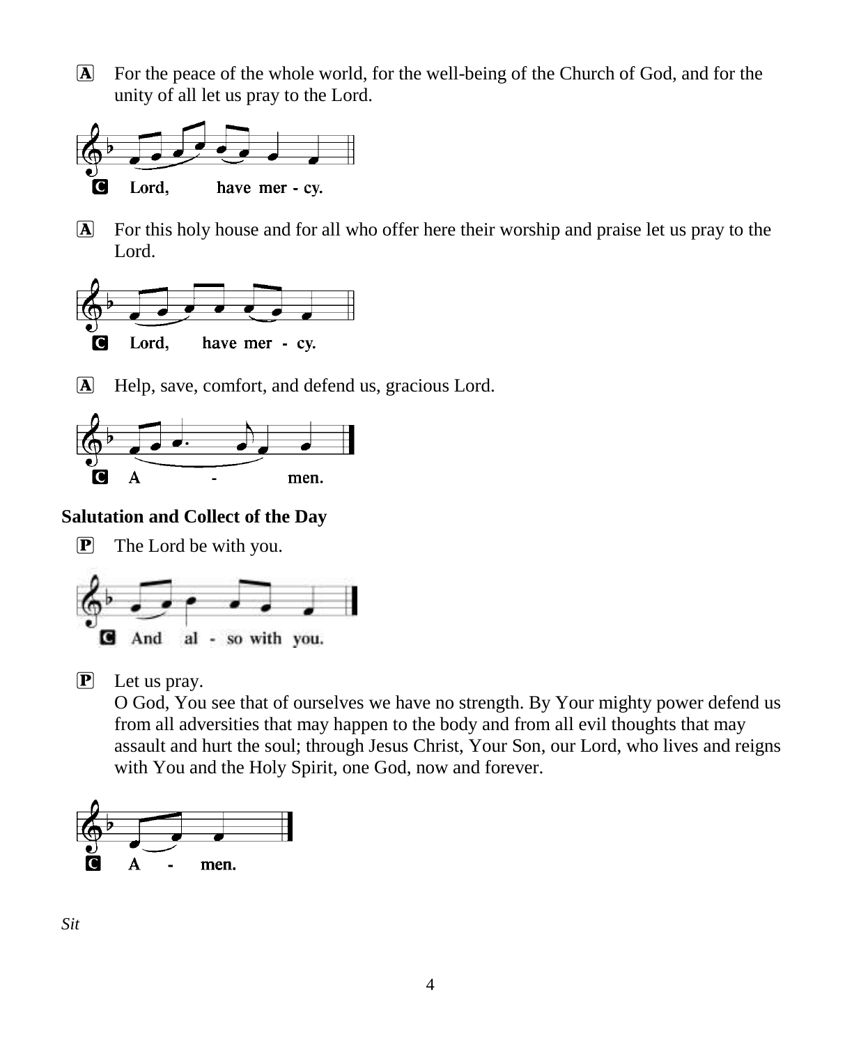A For the peace of the whole world, for the well-being of the Church of God, and for the unity of all let us pray to the Lord.

C Lord, have mer - cy.

A For this holy house and for all who offer here their worship and praise let us pray to the Lord.

C Lord, have mer - cy.

A Help, save, comfort, and defend us, gracious Lord.

C A - men.

**Salutation and Collect of the Day**

P The Lord be with you.

C And al - so with you.

P Let us pray.
O God, You see that of ourselves we have no strength. By Your mighty power defend us from all adversities that may happen to the body and from all evil thoughts that may assault and hurt the soul; through Jesus Christ, Your Son, our Lord, who lives and reigns with You and the Holy Spirit, one God, now and forever.

C A - men.

*Sit*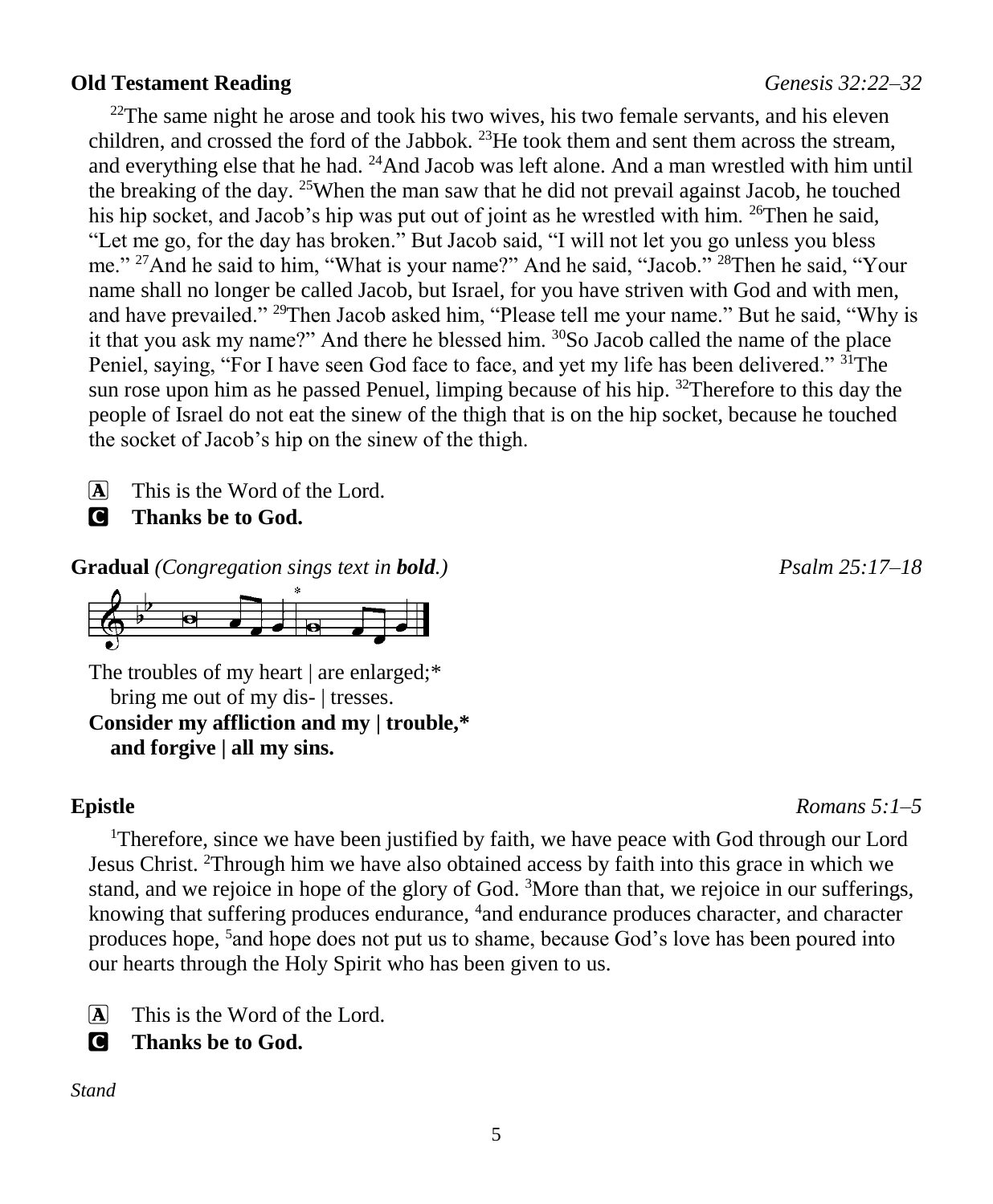**Old Testament Reading** *Genesis 32:22–32*

[22]The same night he arose and took his two wives, his two female servants, and his eleven children, and crossed the ford of the Jabbok. [23]He took them and sent them across the stream, and everything else that he had. [24]And Jacob was left alone. And a man wrestled with him until the breaking of the day. [25]When the man saw that he did not prevail against Jacob, he touched his hip socket, and Jacob's hip was put out of joint as he wrestled with him. [26]Then he said, "Let me go, for the day has broken." But Jacob said, "I will not let you go unless you bless me." [27]And he said to him, "What is your name?" And he said, "Jacob." [28]Then he said, "Your name shall no longer be called Jacob, but Israel, for you have striven with God and with men, and have prevailed." [29]Then Jacob asked him, "Please tell me your name." But he said, "Why is it that you ask my name?" And there he blessed him. [30]So Jacob called the name of the place Peniel, saying, "For I have seen God face to face, and yet my life has been delivered." [31]The sun rose upon him as he passed Penuel, limping because of his hip. [32]Therefore to this day the people of Israel do not eat the sinew of the thigh that is on the hip socket, because he touched the socket of Jacob's hip on the sinew of the thigh.

A This is the Word of the Lord.
C **Thanks be to God.**

**Gradual** *(Congregation sings text in **bold**.)* *Psalm 25:17–18*

The troubles of my heart | are enlarged;*
bring me out of my dis- | tresses.
**Consider my affliction and my | trouble,***
**and forgive | all my sins.**

**Epistle** *Romans 5:1–5*

[1]Therefore, since we have been justified by faith, we have peace with God through our Lord Jesus Christ. [2]Through him we have also obtained access by faith into this grace in which we stand, and we rejoice in hope of the glory of God. [3]More than that, we rejoice in our sufferings, knowing that suffering produces endurance, [4]and endurance produces character, and character produces hope, [5]and hope does not put us to shame, because God's love has been poured into our hearts through the Holy Spirit who has been given to us.

A This is the Word of the Lord.
C **Thanks be to God.**

*Stand*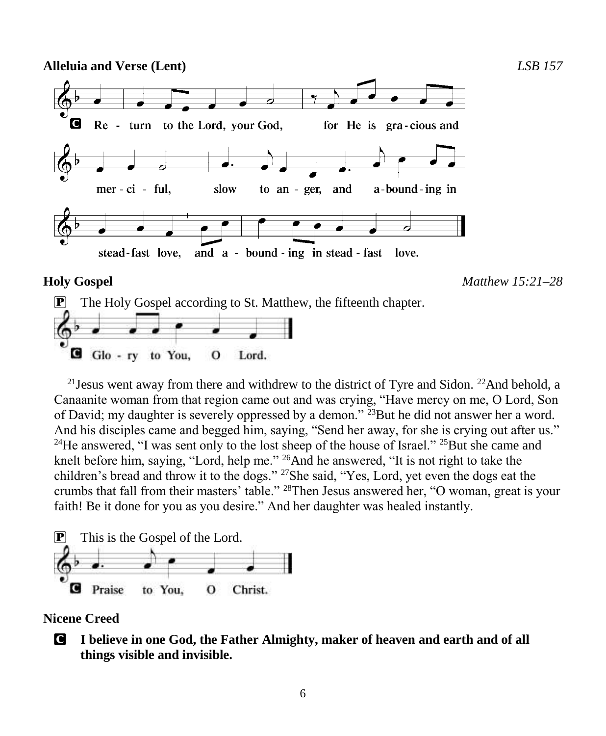**Alleluia and Verse (Lent)** *LSB 157*

C Re - turn to the Lord, your God, for He is gra - cious and mer - ci - ful, slow to an - ger, and a - bound - ing in stead - fast love, and a - bound - ing in stead - fast love.

**Holy Gospel** *Matthew 15:21–28*

P The Holy Gospel according to St. Matthew, the fifteenth chapter.

C Glo - ry to You, O Lord.

[21]Jesus went away from there and withdrew to the district of Tyre and Sidon. [22]And behold, a Canaanite woman from that region came out and was crying, "Have mercy on me, O Lord, Son of David; my daughter is severely oppressed by a demon." [23]But he did not answer her a word. And his disciples came and begged him, saying, "Send her away, for she is crying out after us." [24]He answered, "I was sent only to the lost sheep of the house of Israel." [25]But she came and knelt before him, saying, "Lord, help me." [26]And he answered, "It is not right to take the children's bread and throw it to the dogs." [27]She said, "Yes, Lord, yet even the dogs eat the crumbs that fall from their masters' table." [28]Then Jesus answered her, "O woman, great is your faith! Be it done for you as you desire." And her daughter was healed instantly.

P This is the Gospel of the Lord.

C Praise to You, O Christ.

**Nicene Creed**

C **I believe in one God, the Father Almighty, maker of heaven and earth and of all things visible and invisible.**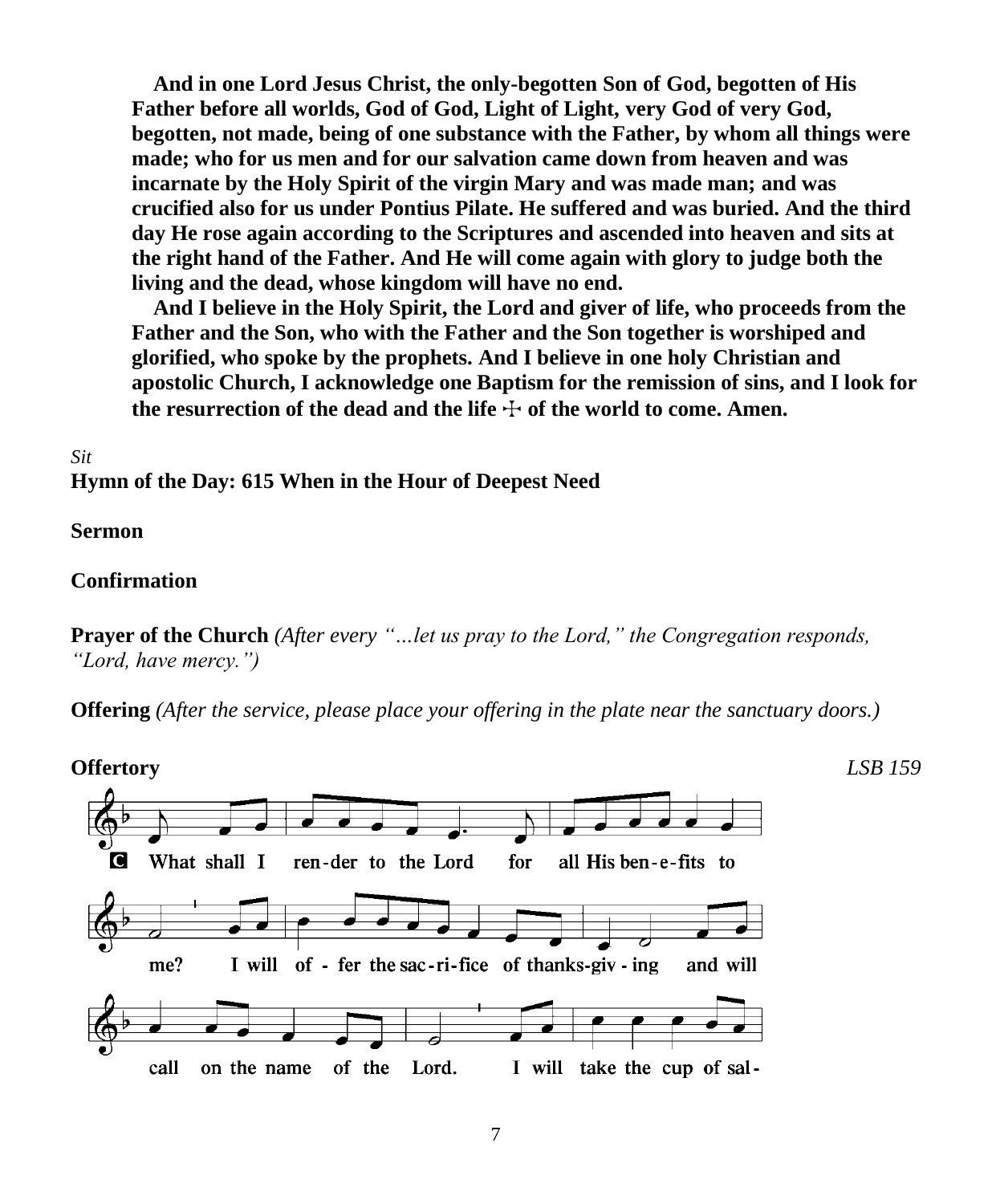**And in one Lord Jesus Christ, the only-begotten Son of God, begotten of His Father before all worlds, God of God, Light of Light, very God of very God, begotten, not made, being of one substance with the Father, by whom all things were made; who for us men and for our salvation came down from heaven and was incarnate by the Holy Spirit of the virgin Mary and was made man; and was crucified also for us under Pontius Pilate. He suffered and was buried. And the third day He rose again according to the Scriptures and ascended into heaven and sits at the right hand of the Father. And He will come again with glory to judge both the living and the dead, whose kingdom will have no end.**

**And I believe in the Holy Spirit, the Lord and giver of life, who proceeds from the Father and the Son, who with the Father and the Son together is worshiped and glorified, who spoke by the prophets. And I believe in one holy Christian and apostolic Church, I acknowledge one Baptism for the remission of sins, and I look for the resurrection of the dead and the life ☩ of the world to come. Amen.**

*Sit*

**Hymn of the Day: 615 When in the Hour of Deepest Need**

**Sermon**

**Confirmation**

**Prayer of the Church** *(After every "…let us pray to the Lord," the Congregation responds, "Lord, have mercy.")*

**Offering** *(After the service, please place your offering in the plate near the sanctuary doors.)*

**Offertory** *LSB 159*

C What shall I render to the Lord for all His benefits to me? I will offer the sacrifice of thanksgiving and will call on the name of the Lord. I will take the cup of sal-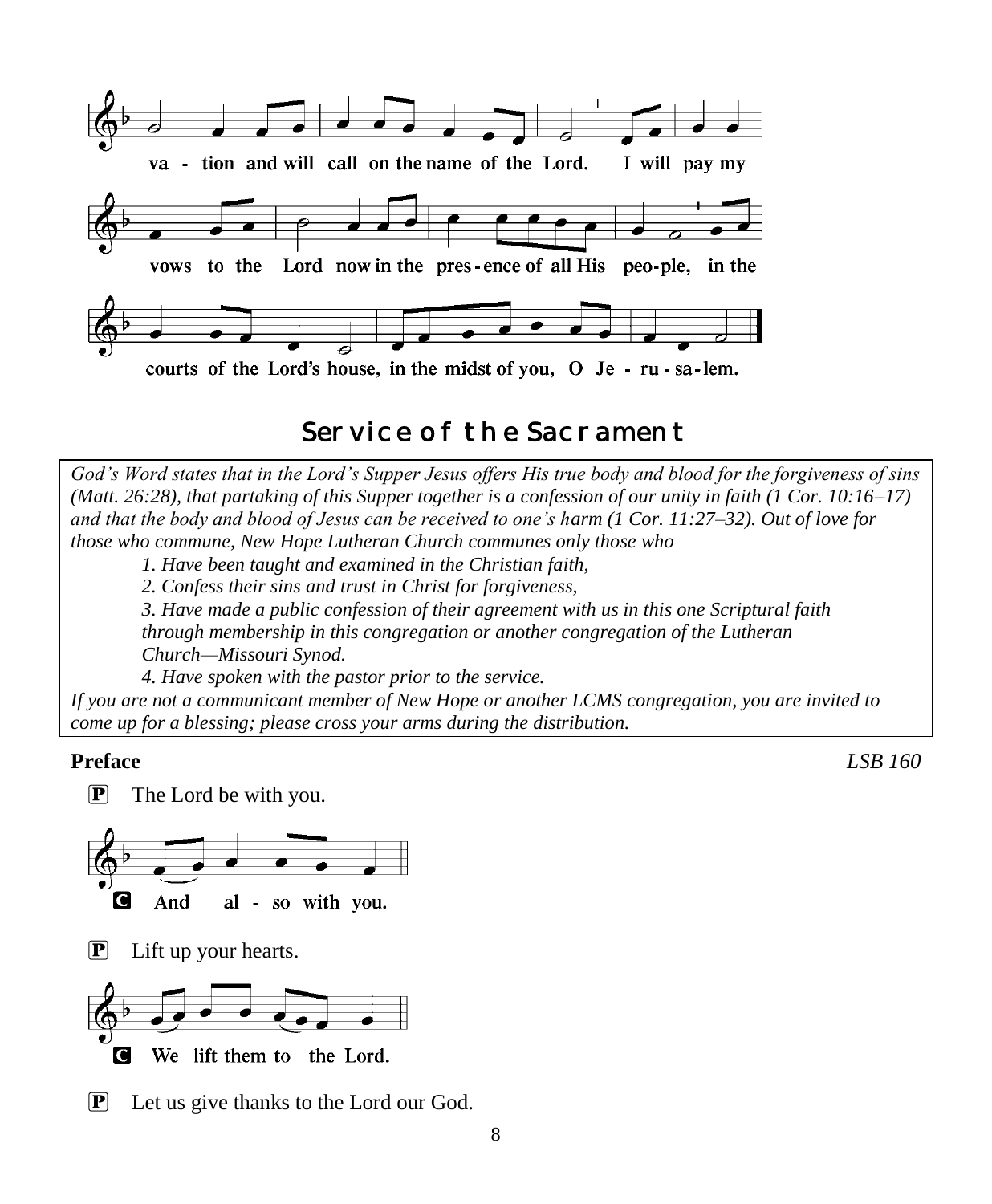va - tion and will call on the name of the Lord. I will pay my

vows to the Lord now in the pres - ence of all His peo-ple, in the

courts of the Lord's house, in the midst of you, O Je - ru - sa - lem.

## Service of the Sacrament

*God's Word states that in the Lord's Supper Jesus offers His true body and blood for the forgiveness of sins (Matt. 26:28), that partaking of this Supper together is a confession of our unity in faith (1 Cor. 10:16–17) and that the body and blood of Jesus can be received to one's harm (1 Cor. 11:27–32). Out of love for those who commune, New Hope Lutheran Church communes only those who*

> *1. Have been taught and examined in the Christian faith,*
> *2. Confess their sins and trust in Christ for forgiveness,*
> *3. Have made a public confession of their agreement with us in this one Scriptural faith through membership in this congregation or another congregation of the Lutheran Church—Missouri Synod.*
> *4. Have spoken with the pastor prior to the service.*

*If you are not a communicant member of New Hope or another LCMS congregation, you are invited to come up for a blessing; please cross your arms during the distribution.*

**Preface** *LSB 160*

P The Lord be with you.

**C And al - so with you.**

P Lift up your hearts.

**C We lift them to the Lord.**

P Let us give thanks to the Lord our God.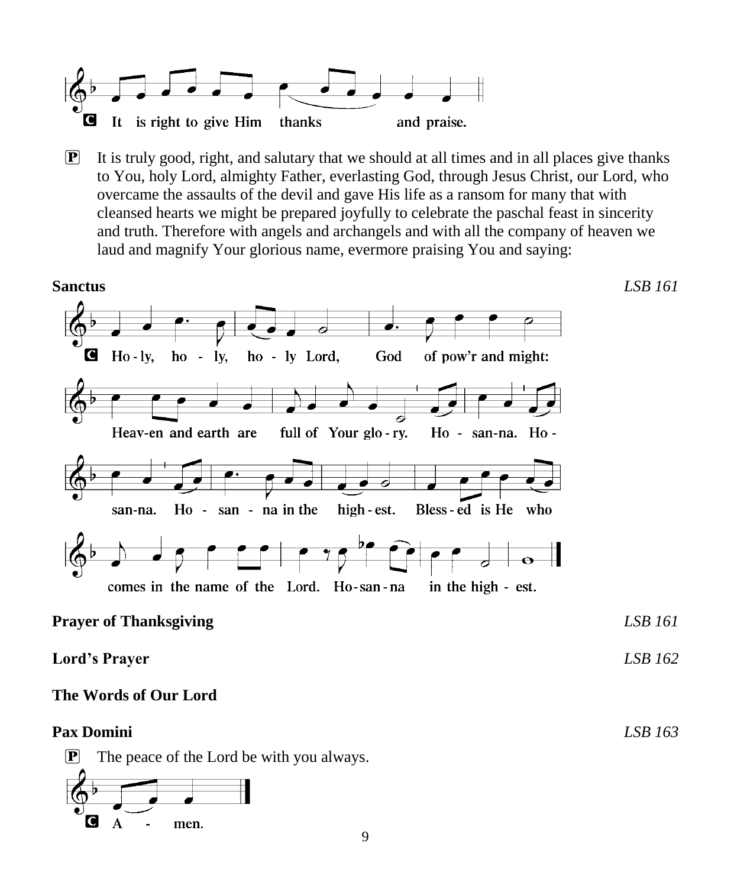C It is right to give Him thanks and praise.

P It is truly good, right, and salutary that we should at all times and in all places give thanks to You, holy Lord, almighty Father, everlasting God, through Jesus Christ, our Lord, who overcame the assaults of the devil and gave His life as a ransom for many that with cleansed hearts we might be prepared joyfully to celebrate the paschal feast in sincerity and truth. Therefore with angels and archangels and with all the company of heaven we laud and magnify Your glorious name, evermore praising You and saying:

**Sanctus** *LSB 161*

C Holy, holy, holy Lord, God of pow'r and might: Heaven and earth are full of Your glory. Hosanna. Hosanna. Hosanna in the highest. Blessed is He who comes in the name of the Lord. Hosanna in the highest.

**Prayer of Thanksgiving** *LSB 161*

**Lord's Prayer** *LSB 162*

**The Words of Our Lord**

**Pax Domini** *LSB 163*

P The peace of the Lord be with you always.

C Amen.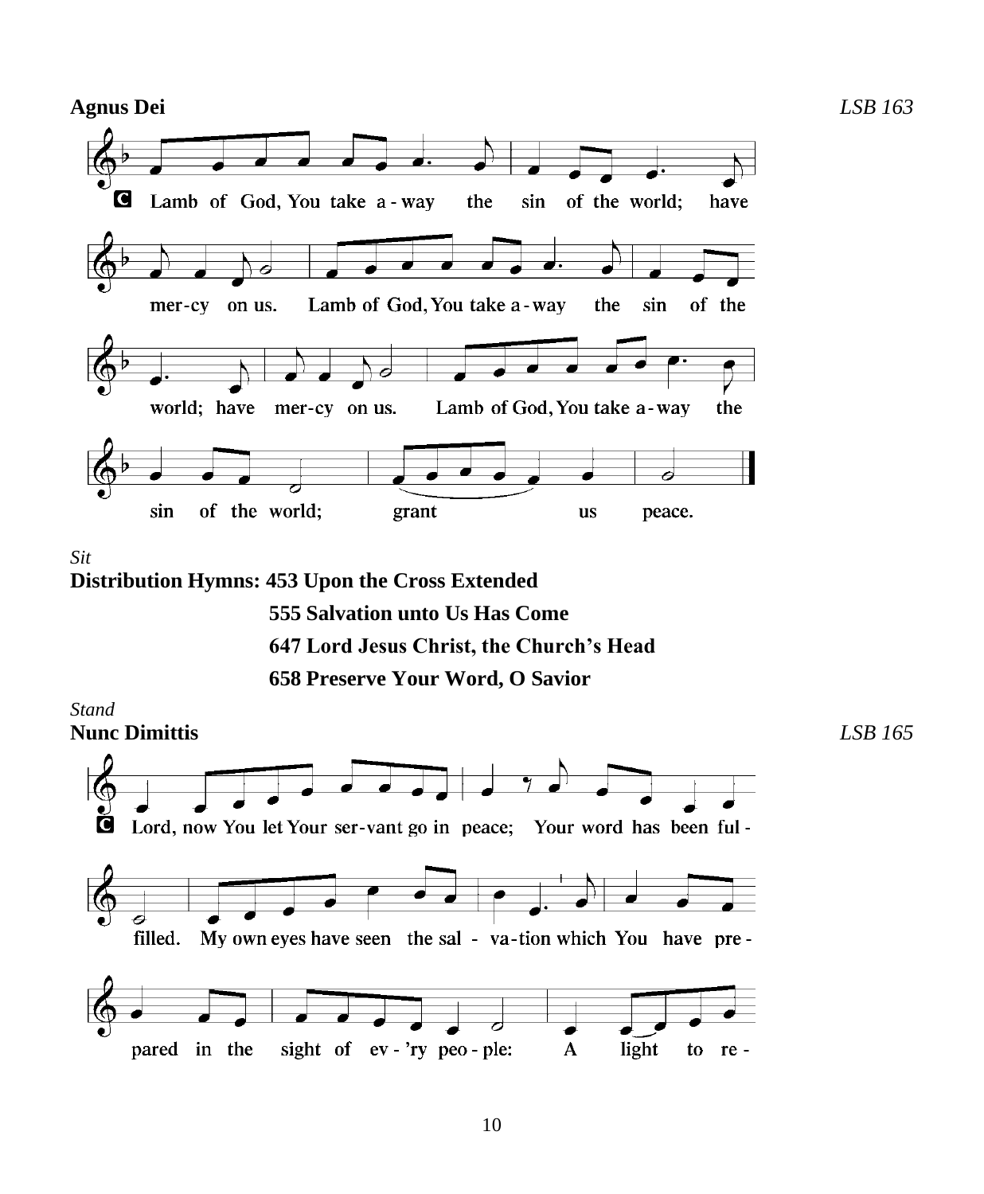**Agnus Dei** *LSB 163*

**C** Lamb of God, You take a - way the sin of the world; have mer-cy on us. Lamb of God, You take a - way the sin of the world; have mer-cy on us. Lamb of God, You take a - way the sin of the world; grant us peace.

*Sit*

**Distribution Hymns: 453 Upon the Cross Extended**

**555 Salvation unto Us Has Come**

**647 Lord Jesus Christ, the Church's Head**

**658 Preserve Your Word, O Savior**

*Stand*

**Nunc Dimittis** *LSB 165*

**C** Lord, now You let Your ser-vant go in peace; Your word has been ful - filled. My own eyes have seen the sal - va-tion which You have pre - pared in the sight of ev - 'ry peo - ple: A light to re -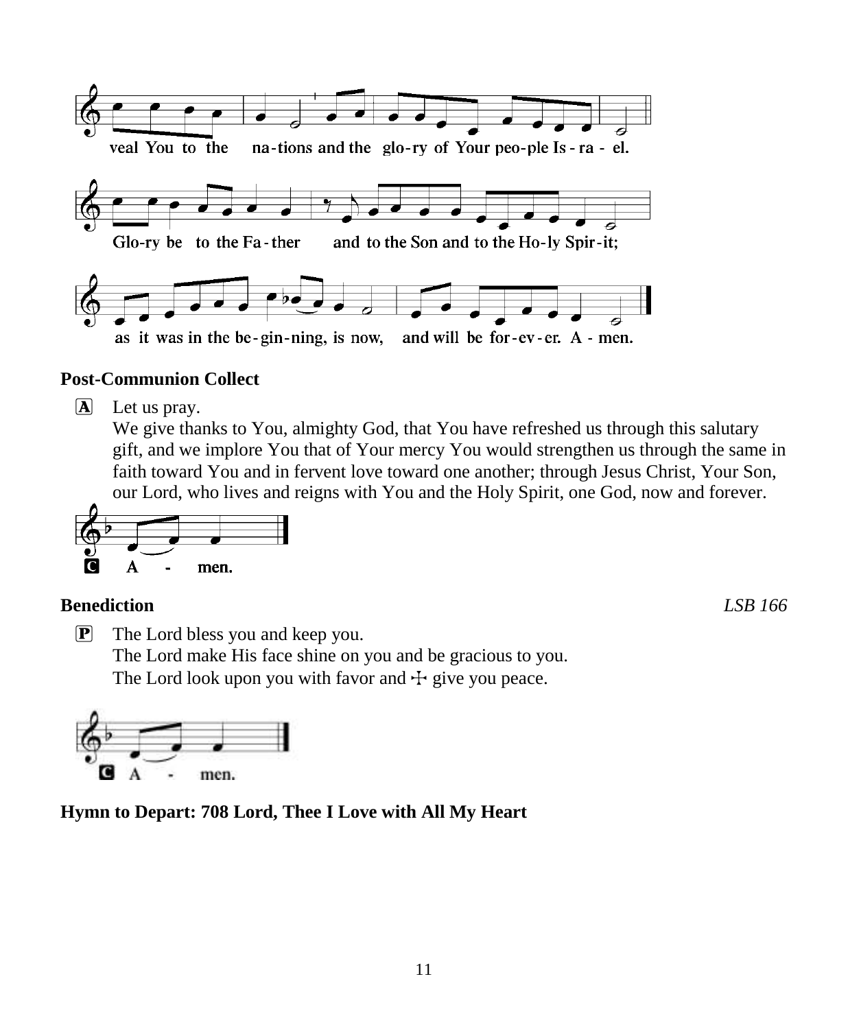veal You to the na-tions and the glo-ry of Your peo-ple Is - ra - el.

Glo-ry be to the Fa - ther and to the Son and to the Ho-ly Spir-it;

as it was in the be-gin-ning, is now, and will be for-ev-er. A - men.

**Post-Communion Collect**

A Let us pray.
We give thanks to You, almighty God, that You have refreshed us through this salutary gift, and we implore You that of Your mercy You would strengthen us through the same in faith toward You and in fervent love toward one another; through Jesus Christ, Your Son, our Lord, who lives and reigns with You and the Holy Spirit, one God, now and forever.

C A - men.

**Benediction** *LSB 166*

P The Lord bless you and keep you.
The Lord make His face shine on you and be gracious to you.
The Lord look upon you with favor and ☩ give you peace.

C A - men.

**Hymn to Depart: 708 Lord, Thee I Love with All My Heart**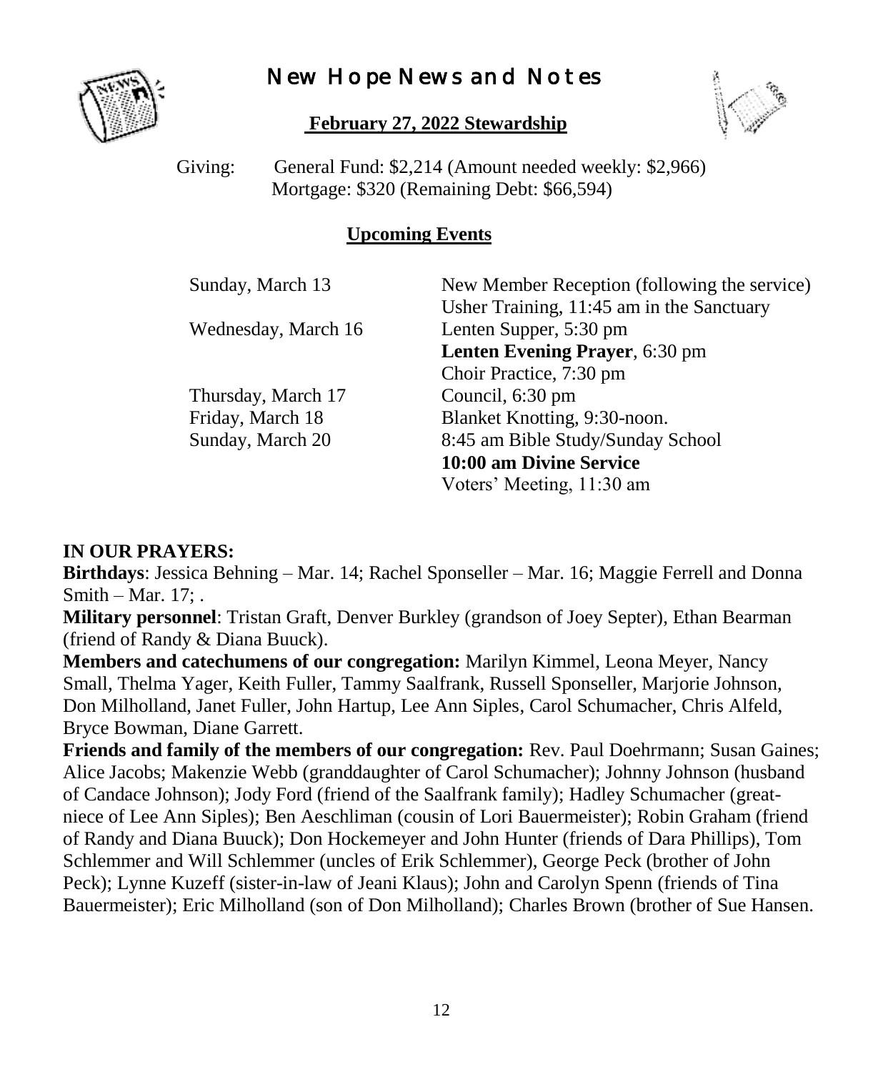# New Hope News and Notes

**February 27, 2022 Stewardship**

Giving: General Fund: $2,214 (Amount needed weekly: $2,966)
Mortgage: $320 (Remaining Debt: $66,594)

## Upcoming Events

| | |
|---|---|
| Sunday, March 13 | New Member Reception (following the service) |
| | Usher Training, 11:45 am in the Sanctuary |
| Wednesday, March 16 | Lenten Supper, 5:30 pm |
| | **Lenten Evening Prayer**, 6:30 pm |
| | Choir Practice, 7:30 pm |
| Thursday, March 17 | Council, 6:30 pm |
| Friday, March 18 | Blanket Knotting, 9:30-noon. |
| Sunday, March 20 | 8:45 am Bible Study/Sunday School |
| | **10:00 am Divine Service** |
| | Voters' Meeting, 11:30 am |

**IN OUR PRAYERS:**

**Birthdays**: Jessica Behning – Mar. 14; Rachel Sponseller – Mar. 16; Maggie Ferrell and Donna Smith – Mar. 17; .

**Military personnel**: Tristan Graft, Denver Burkley (grandson of Joey Septer), Ethan Bearman (friend of Randy & Diana Buuck).

**Members and catechumens of our congregation:** Marilyn Kimmel, Leona Meyer, Nancy Small, Thelma Yager, Keith Fuller, Tammy Saalfrank, Russell Sponseller, Marjorie Johnson, Don Milholland, Janet Fuller, John Hartup, Lee Ann Siples, Carol Schumacher, Chris Alfeld, Bryce Bowman, Diane Garrett.

**Friends and family of the members of our congregation:** Rev. Paul Doehrmann; Susan Gaines; Alice Jacobs; Makenzie Webb (granddaughter of Carol Schumacher); Johnny Johnson (husband of Candace Johnson); Jody Ford (friend of the Saalfrank family); Hadley Schumacher (great-niece of Lee Ann Siples); Ben Aeschliman (cousin of Lori Bauermeister); Robin Graham (friend of Randy and Diana Buuck); Don Hockemeyer and John Hunter (friends of Dara Phillips), Tom Schlemmer and Will Schlemmer (uncles of Erik Schlemmer), George Peck (brother of John Peck); Lynne Kuzeff (sister-in-law of Jeani Klaus); John and Carolyn Spenn (friends of Tina Bauermeister); Eric Milholland (son of Don Milholland); Charles Brown (brother of Sue Hansen.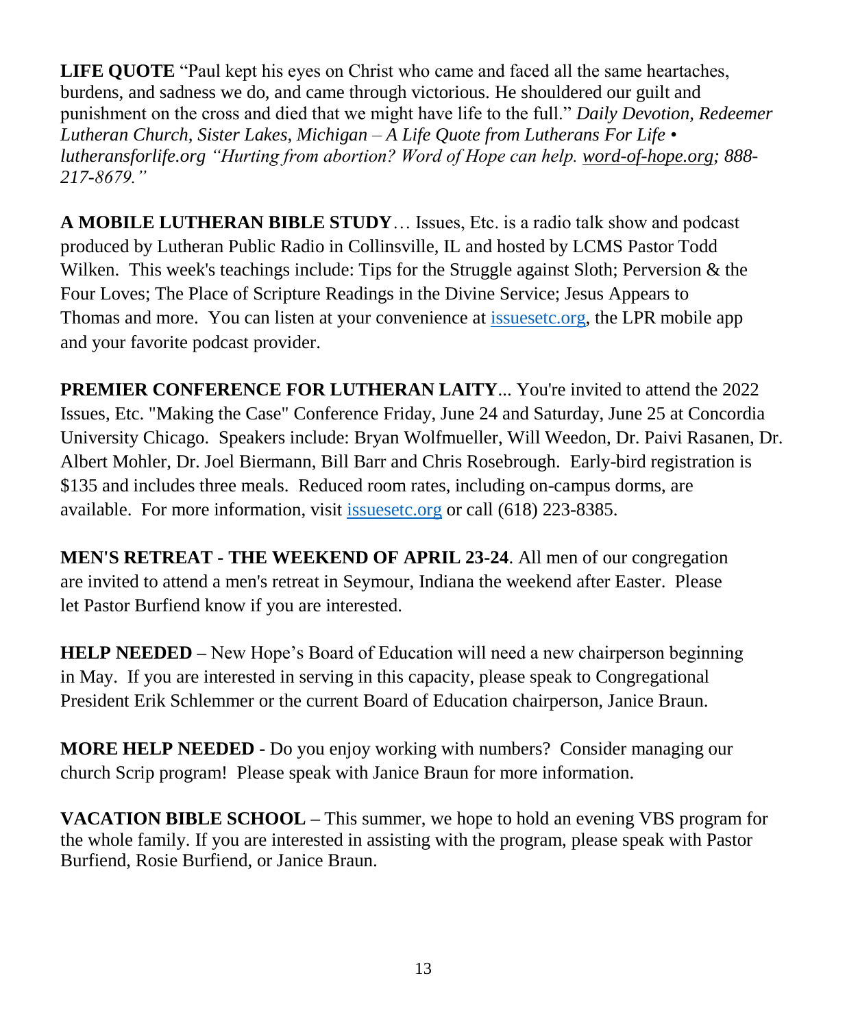**LIFE QUOTE** "Paul kept his eyes on Christ who came and faced all the same heartaches, burdens, and sadness we do, and came through victorious. He shouldered our guilt and punishment on the cross and died that we might have life to the full." *Daily Devotion, Redeemer Lutheran Church, Sister Lakes, Michigan – A Life Quote from Lutherans For Life • lutheransforlife.org "Hurting from abortion? Word of Hope can help. word-of-hope.org; 888-217-8679."*

**A MOBILE LUTHERAN BIBLE STUDY**… Issues, Etc. is a radio talk show and podcast produced by Lutheran Public Radio in Collinsville, IL and hosted by LCMS Pastor Todd Wilken. This week's teachings include: Tips for the Struggle against Sloth; Perversion & the Four Loves; The Place of Scripture Readings in the Divine Service; Jesus Appears to Thomas and more. You can listen at your convenience at issuesetc.org, the LPR mobile app and your favorite podcast provider.

**PREMIER CONFERENCE FOR LUTHERAN LAITY**... You're invited to attend the 2022 Issues, Etc. "Making the Case" Conference Friday, June 24 and Saturday, June 25 at Concordia University Chicago. Speakers include: Bryan Wolfmueller, Will Weedon, Dr. Paivi Rasanen, Dr. Albert Mohler, Dr. Joel Biermann, Bill Barr and Chris Rosebrough. Early-bird registration is $135 and includes three meals. Reduced room rates, including on-campus dorms, are available. For more information, visit issuesetc.org or call (618) 223-8385.

**MEN'S RETREAT - THE WEEKEND OF APRIL 23-24**. All men of our congregation are invited to attend a men's retreat in Seymour, Indiana the weekend after Easter. Please let Pastor Burfiend know if you are interested.

**HELP NEEDED –** New Hope's Board of Education will need a new chairperson beginning in May. If you are interested in serving in this capacity, please speak to Congregational President Erik Schlemmer or the current Board of Education chairperson, Janice Braun.

**MORE HELP NEEDED -** Do you enjoy working with numbers? Consider managing our church Scrip program! Please speak with Janice Braun for more information.

**VACATION BIBLE SCHOOL –** This summer, we hope to hold an evening VBS program for the whole family. If you are interested in assisting with the program, please speak with Pastor Burfiend, Rosie Burfiend, or Janice Braun.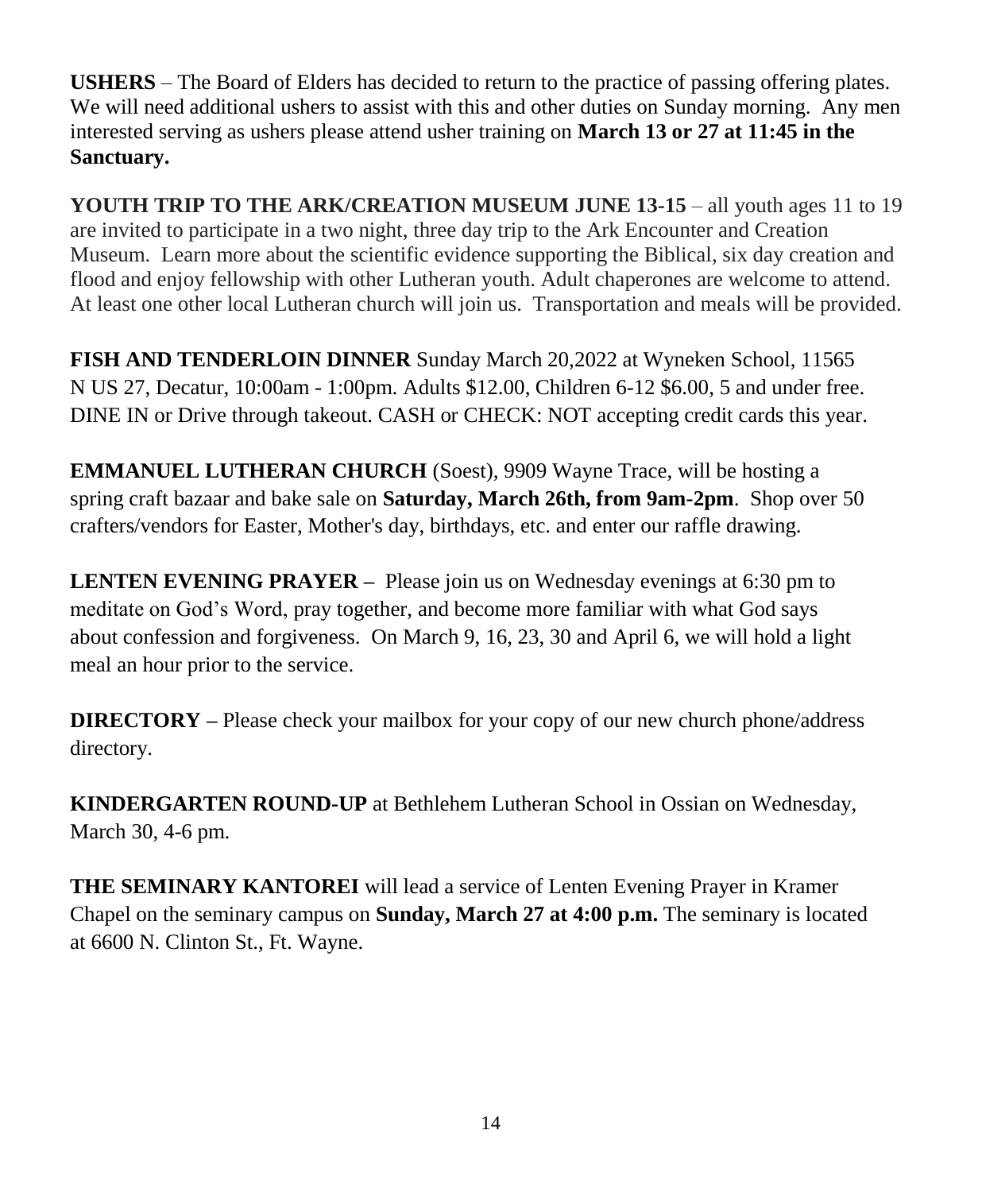**USHERS** – The Board of Elders has decided to return to the practice of passing offering plates. We will need additional ushers to assist with this and other duties on Sunday morning. Any men interested serving as ushers please attend usher training on **March 13 or 27 at 11:45 in the Sanctuary.**

**YOUTH TRIP TO THE ARK/CREATION MUSEUM JUNE 13-15** – all youth ages 11 to 19 are invited to participate in a two night, three day trip to the Ark Encounter and Creation Museum. Learn more about the scientific evidence supporting the Biblical, six day creation and flood and enjoy fellowship with other Lutheran youth. Adult chaperones are welcome to attend. At least one other local Lutheran church will join us. Transportation and meals will be provided.

**FISH AND TENDERLOIN DINNER** Sunday March 20,2022 at Wyneken School, 11565 N US 27, Decatur, 10:00am - 1:00pm. Adults $12.00, Children 6-12 $6.00, 5 and under free. DINE IN or Drive through takeout. CASH or CHECK: NOT accepting credit cards this year.

**EMMANUEL LUTHERAN CHURCH** (Soest), 9909 Wayne Trace, will be hosting a spring craft bazaar and bake sale on **Saturday, March 26th, from 9am-2pm**. Shop over 50 crafters/vendors for Easter, Mother's day, birthdays, etc. and enter our raffle drawing.

**LENTEN EVENING PRAYER –** Please join us on Wednesday evenings at 6:30 pm to meditate on God's Word, pray together, and become more familiar with what God says about confession and forgiveness. On March 9, 16, 23, 30 and April 6, we will hold a light meal an hour prior to the service.

**DIRECTORY –** Please check your mailbox for your copy of our new church phone/address directory.

**KINDERGARTEN ROUND-UP** at Bethlehem Lutheran School in Ossian on Wednesday, March 30, 4-6 pm.

**THE SEMINARY KANTOREI** will lead a service of Lenten Evening Prayer in Kramer Chapel on the seminary campus on **Sunday, March 27 at 4:00 p.m.** The seminary is located at 6600 N. Clinton St., Ft. Wayne.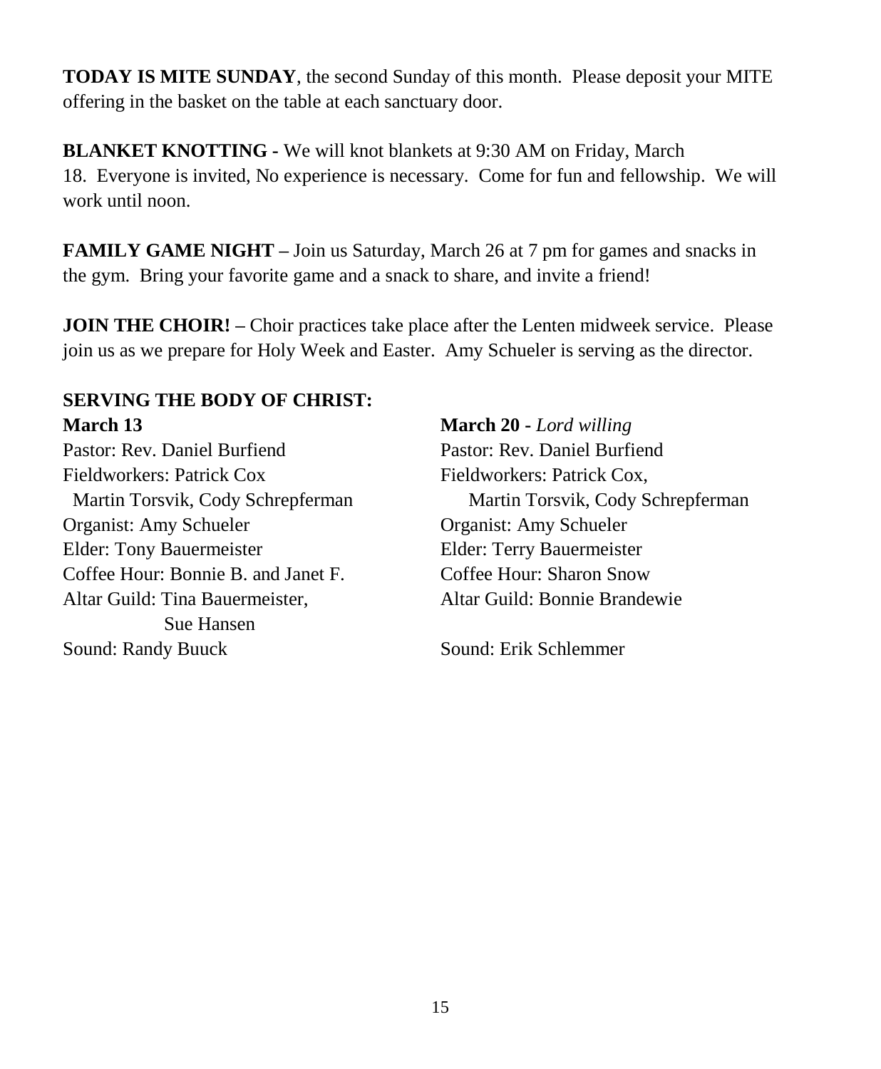**TODAY IS MITE SUNDAY**, the second Sunday of this month. Please deposit your MITE offering in the basket on the table at each sanctuary door.

**BLANKET KNOTTING -** We will knot blankets at 9:30 AM on Friday, March 18. Everyone is invited, No experience is necessary. Come for fun and fellowship. We will work until noon.

**FAMILY GAME NIGHT –** Join us Saturday, March 26 at 7 pm for games and snacks in the gym. Bring your favorite game and a snack to share, and invite a friend!

**JOIN THE CHOIR! –** Choir practices take place after the Lenten midweek service. Please join us as we prepare for Holy Week and Easter. Amy Schueler is serving as the director.

**SERVING THE BODY OF CHRIST:**

**March 13**

Pastor: Rev. Daniel Burfiend
Fieldworkers: Patrick Cox
Martin Torsvik, Cody Schrepferman
Organist: Amy Schueler
Elder: Tony Bauermeister
Coffee Hour: Bonnie B. and Janet F.
Altar Guild: Tina Bauermeister,
Sue Hansen
Sound: Randy Buuck

**March 20 -** *Lord willing*

Pastor: Rev. Daniel Burfiend
Fieldworkers: Patrick Cox,
Martin Torsvik, Cody Schrepferman
Organist: Amy Schueler
Elder: Terry Bauermeister
Coffee Hour: Sharon Snow
Altar Guild: Bonnie Brandewie

Sound: Erik Schlemmer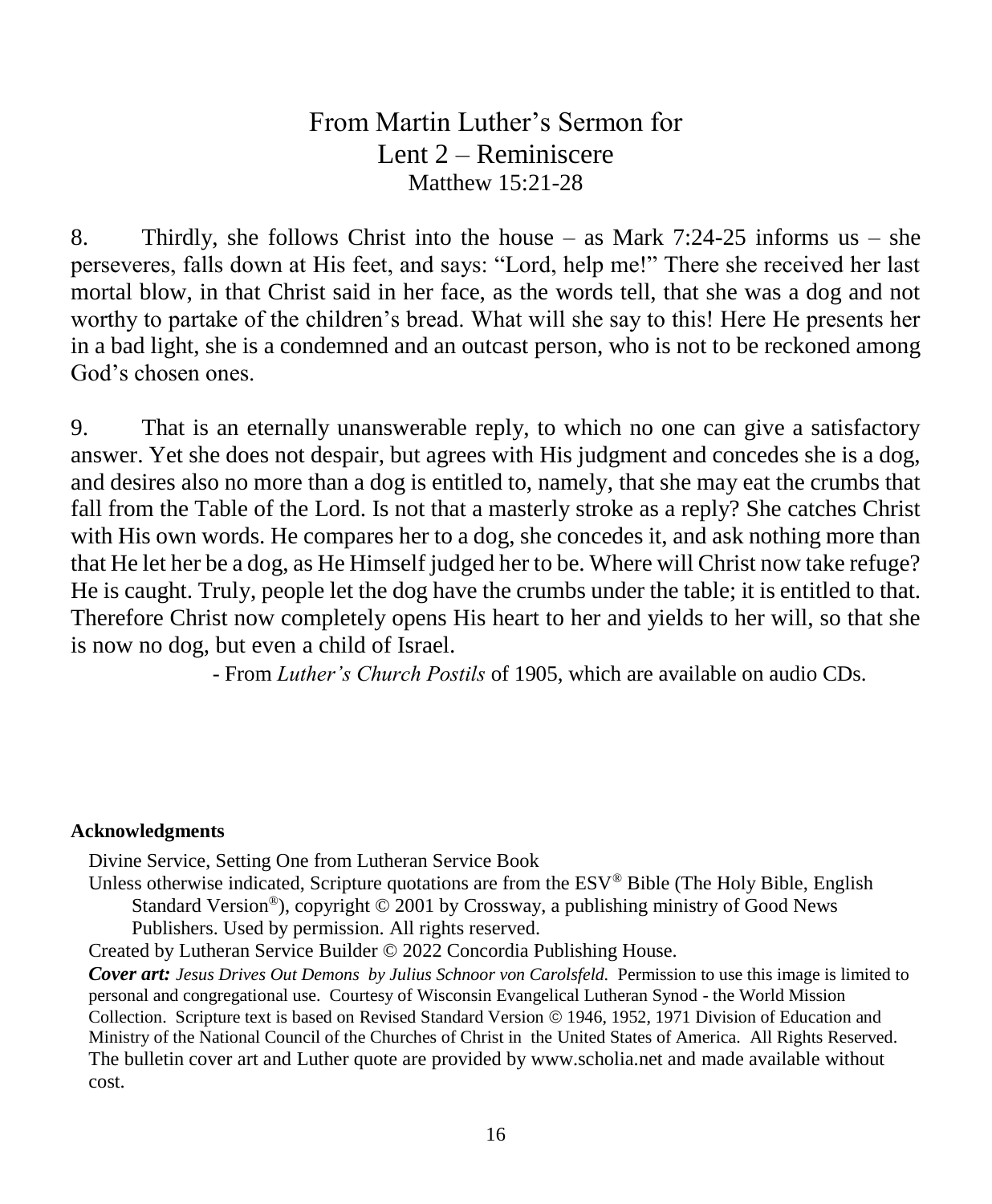# From Martin Luther's Sermon for Lent 2 – Reminiscere

### Matthew 15:21-28

8. Thirdly, she follows Christ into the house – as Mark 7:24-25 informs us – she perseveres, falls down at His feet, and says: "Lord, help me!" There she received her last mortal blow, in that Christ said in her face, as the words tell, that she was a dog and not worthy to partake of the children's bread. What will she say to this! Here He presents her in a bad light, she is a condemned and an outcast person, who is not to be reckoned among God's chosen ones.

9. That is an eternally unanswerable reply, to which no one can give a satisfactory answer. Yet she does not despair, but agrees with His judgment and concedes she is a dog, and desires also no more than a dog is entitled to, namely, that she may eat the crumbs that fall from the Table of the Lord. Is not that a masterly stroke as a reply? She catches Christ with His own words. He compares her to a dog, she concedes it, and ask nothing more than that He let her be a dog, as He Himself judged her to be. Where will Christ now take refuge? He is caught. Truly, people let the dog have the crumbs under the table; it is entitled to that. Therefore Christ now completely opens His heart to her and yields to her will, so that she is now no dog, but even a child of Israel.

- From *Luther's Church Postils* of 1905, which are available on audio CDs.

**Acknowledgments**

Divine Service, Setting One from Lutheran Service Book

Unless otherwise indicated, Scripture quotations are from the ESV® Bible (The Holy Bible, English Standard Version®), copyright © 2001 by Crossway, a publishing ministry of Good News Publishers. Used by permission. All rights reserved.

Created by Lutheran Service Builder © 2022 Concordia Publishing House.

***Cover art:*** *Jesus Drives Out Demons by Julius Schnoor von Carolsfeld.* Permission to use this image is limited to personal and congregational use. Courtesy of Wisconsin Evangelical Lutheran Synod - the World Mission Collection. Scripture text is based on Revised Standard Version © 1946, 1952, 1971 Division of Education and Ministry of the National Council of the Churches of Christ in the United States of America. All Rights Reserved. The bulletin cover art and Luther quote are provided by www.scholia.net and made available without cost.